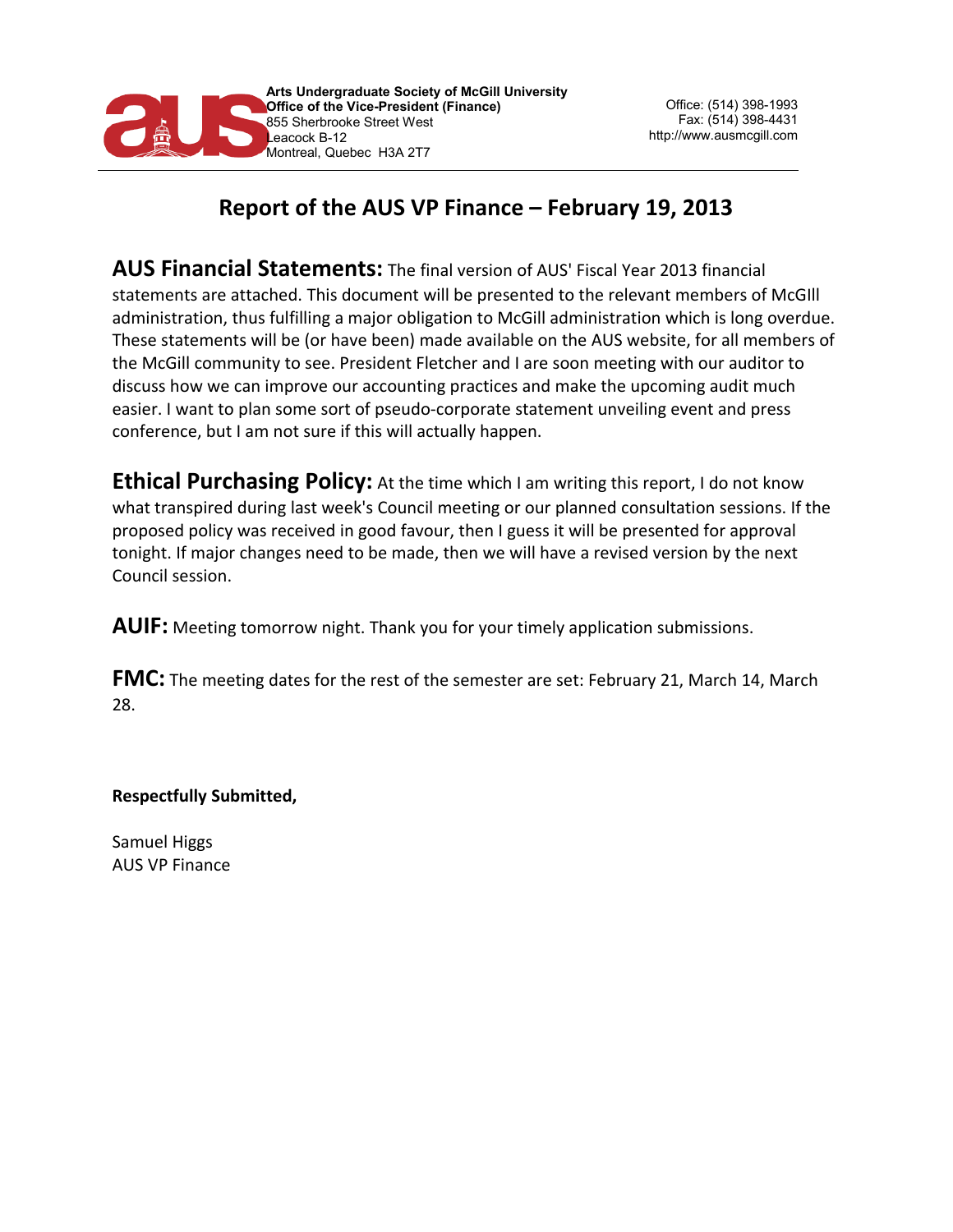Arts Undergraduate Society of McGill University
**Office of the Vice-President (Finance)**
855 Sherbrooke Street West
Leacock B-12
Montreal, Quebec H3A 2T7

Office: (514) 398-1993
Fax: (514) 398-4431
http://www.ausmcgill.com

# Report of the AUS VP Finance – February 19, 2013

**AUS Financial Statements:** The final version of AUS' Fiscal Year 2013 financial statements are attached. This document will be presented to the relevant members of McGIll administration, thus fulfilling a major obligation to McGill administration which is long overdue. These statements will be (or have been) made available on the AUS website, for all members of the McGill community to see. President Fletcher and I are soon meeting with our auditor to discuss how we can improve our accounting practices and make the upcoming audit much easier. I want to plan some sort of pseudo-corporate statement unveiling event and press conference, but I am not sure if this will actually happen.

**Ethical Purchasing Policy:** At the time which I am writing this report, I do not know what transpired during last week's Council meeting or our planned consultation sessions. If the proposed policy was received in good favour, then I guess it will be presented for approval tonight. If major changes need to be made, then we will have a revised version by the next Council session.

**AUIF:** Meeting tomorrow night. Thank you for your timely application submissions.

**FMC:** The meeting dates for the rest of the semester are set: February 21, March 14, March 28.

**Respectfully Submitted,**

Samuel Higgs
AUS VP Finance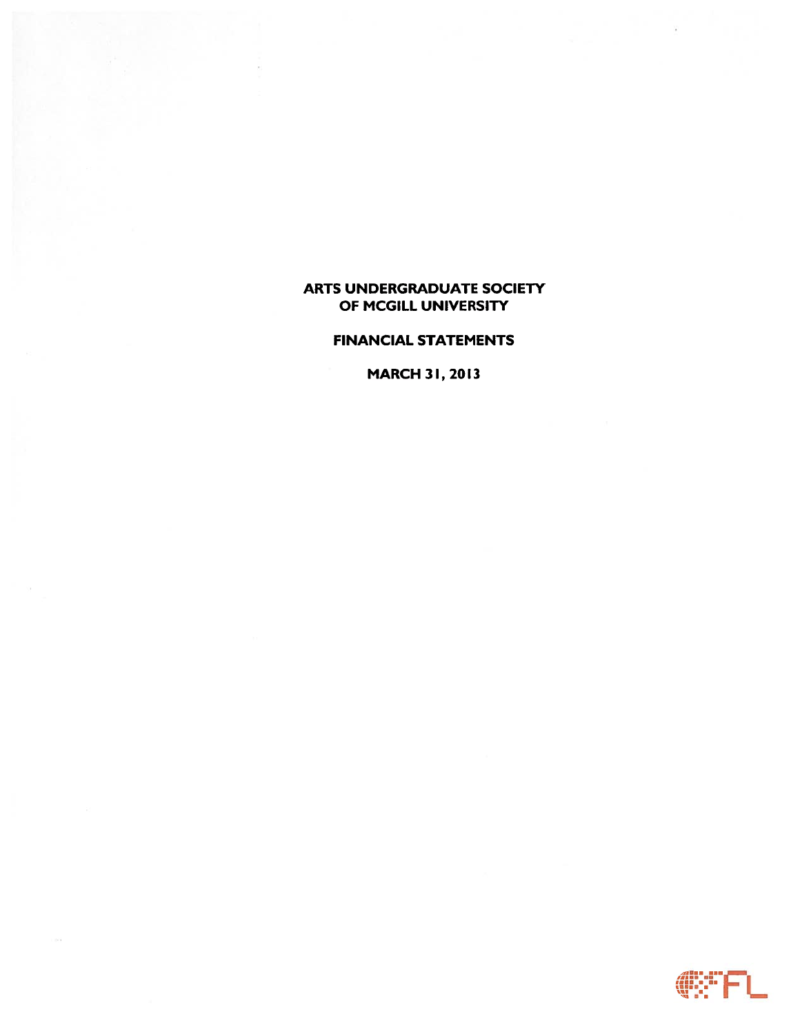# ARTS UNDERGRADUATE SOCIETY OF MCGILL UNIVERSITY

## FINANCIAL STATEMENTS

## MARCH 31, 2013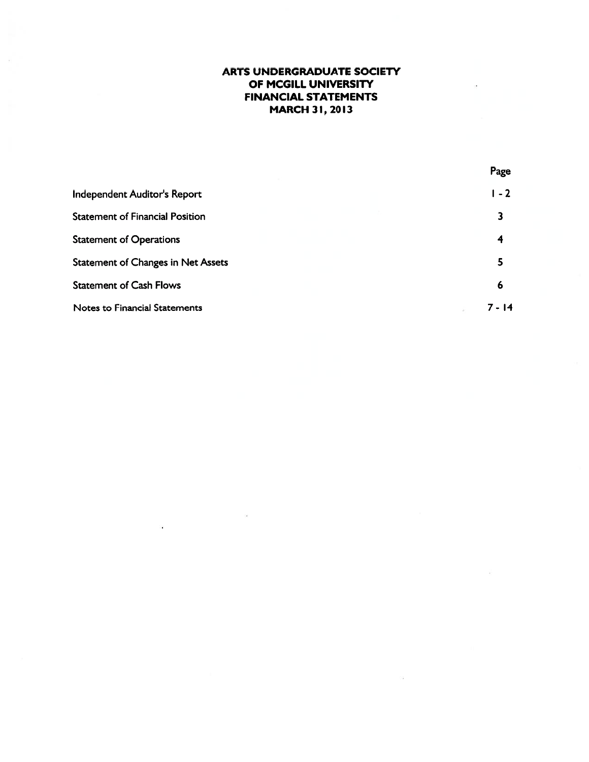# ARTS UNDERGRADUATE SOCIETY
# OF MCGILL UNIVERSITY
# FINANCIAL STATEMENTS
# MARCH 31, 2013

| | Page |
|---|---|
| Independent Auditor's Report | 1 - 2 |
| Statement of Financial Position | 3 |
| Statement of Operations | 4 |
| Statement of Changes in Net Assets | 5 |
| Statement of Cash Flows | 6 |
| Notes to Financial Statements | 7 - 14 |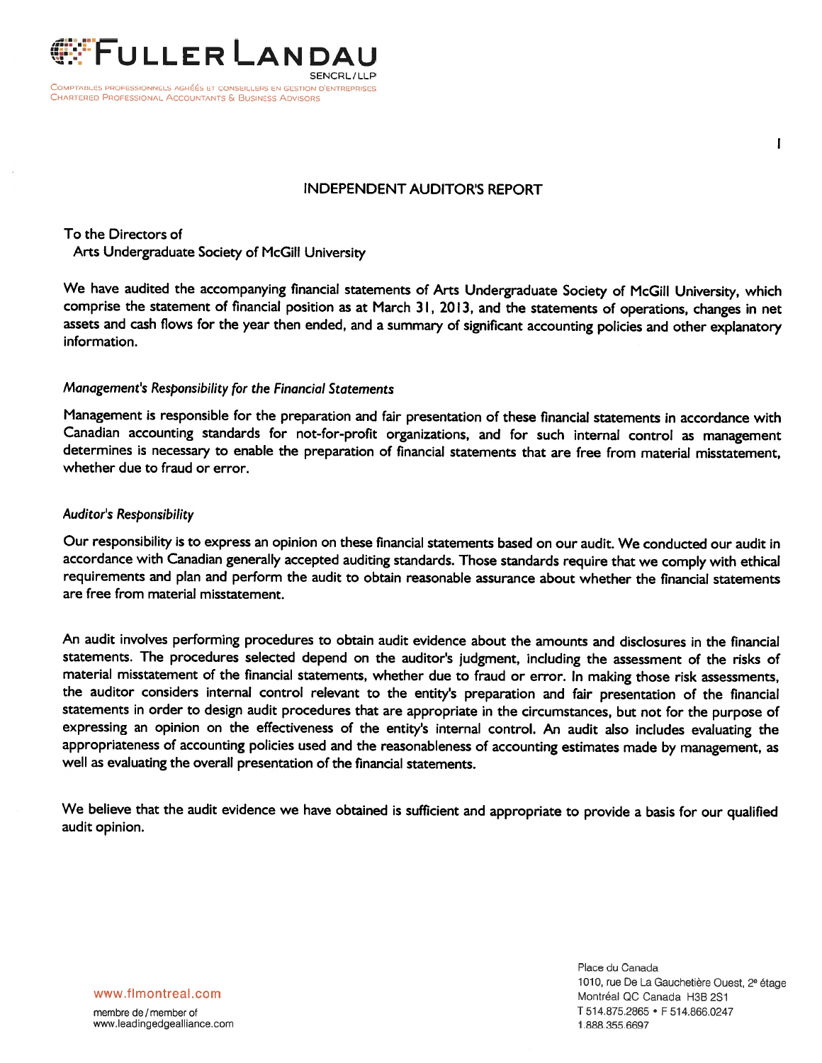# FULLER LANDAU

SENCRL/LLP

COMPTABLES PROFESSIONNELS AGRÉÉS ET CONSEILLERS EN GESTION D'ENTREPRISES
CHARTERED PROFESSIONAL ACCOUNTANTS & BUSINESS ADVISORS

## INDEPENDENT AUDITOR'S REPORT

To the Directors of
Arts Undergraduate Society of McGill University

We have audited the accompanying financial statements of Arts Undergraduate Society of McGill University, which comprise the statement of financial position as at March 31, 2013, and the statements of operations, changes in net assets and cash flows for the year then ended, and a summary of significant accounting policies and other explanatory information.

### *Management's Responsibility for the Financial Statements*

Management is responsible for the preparation and fair presentation of these financial statements in accordance with Canadian accounting standards for not-for-profit organizations, and for such internal control as management determines is necessary to enable the preparation of financial statements that are free from material misstatement, whether due to fraud or error.

### *Auditor's Responsibility*

Our responsibility is to express an opinion on these financial statements based on our audit. We conducted our audit in accordance with Canadian generally accepted auditing standards. Those standards require that we comply with ethical requirements and plan and perform the audit to obtain reasonable assurance about whether the financial statements are free from material misstatement.

An audit involves performing procedures to obtain audit evidence about the amounts and disclosures in the financial statements. The procedures selected depend on the auditor's judgment, including the assessment of the risks of material misstatement of the financial statements, whether due to fraud or error. In making those risk assessments, the auditor considers internal control relevant to the entity's preparation and fair presentation of the financial statements in order to design audit procedures that are appropriate in the circumstances, but not for the purpose of expressing an opinion on the effectiveness of the entity's internal control. An audit also includes evaluating the appropriateness of accounting policies used and the reasonableness of accounting estimates made by management, as well as evaluating the overall presentation of the financial statements.

We believe that the audit evidence we have obtained is sufficient and appropriate to provide a basis for our qualified audit opinion.

www.flmontreal.com

membre de / member of
www.leadingedgealliance.com

Place du Canada
1010, rue De La Gauchetière Ouest, 2e étage
Montréal QC Canada H3B 2S1
T 514.875.2865 • F 514.866.0247
1.888.355.6697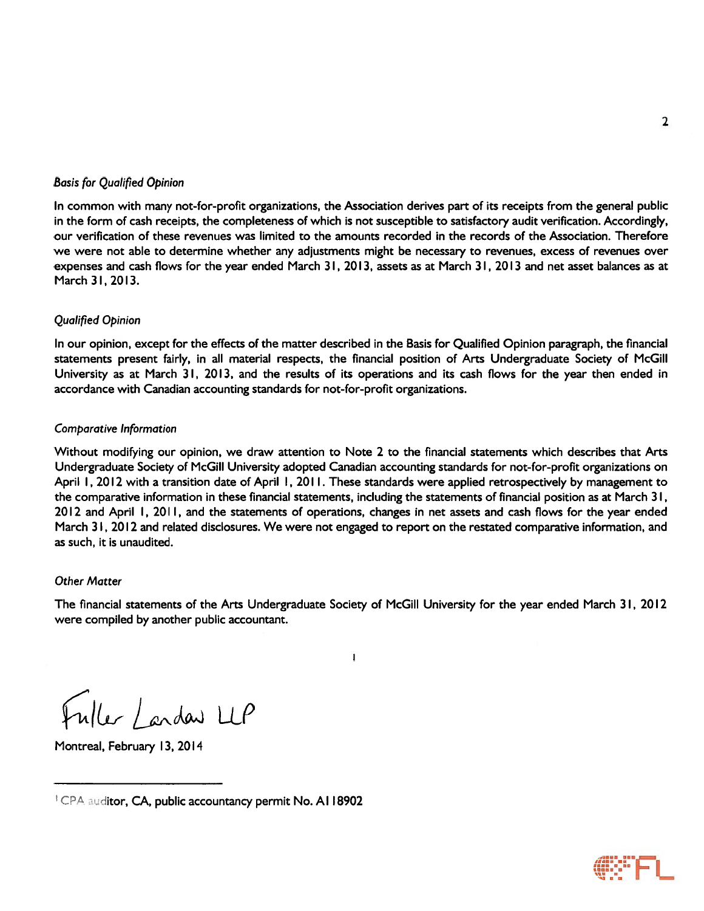*Basis for Qualified Opinion*

In common with many not-for-profit organizations, the Association derives part of its receipts from the general public in the form of cash receipts, the completeness of which is not susceptible to satisfactory audit verification. Accordingly, our verification of these revenues was limited to the amounts recorded in the records of the Association. Therefore we were not able to determine whether any adjustments might be necessary to revenues, excess of revenues over expenses and cash flows for the year ended March 31, 2013, assets as at March 31, 2013 and net asset balances as at March 31, 2013.

*Qualified Opinion*

In our opinion, except for the effects of the matter described in the Basis for Qualified Opinion paragraph, the financial statements present fairly, in all material respects, the financial position of Arts Undergraduate Society of McGill University as at March 31, 2013, and the results of its operations and its cash flows for the year then ended in accordance with Canadian accounting standards for not-for-profit organizations.

*Comparative Information*

Without modifying our opinion, we draw attention to Note 2 to the financial statements which describes that Arts Undergraduate Society of McGill University adopted Canadian accounting standards for not-for-profit organizations on April 1, 2012 with a transition date of April 1, 2011. These standards were applied retrospectively by management to the comparative information in these financial statements, including the statements of financial position as at March 31, 2012 and April 1, 2011, and the statements of operations, changes in net assets and cash flows for the year ended March 31, 2012 and related disclosures. We were not engaged to report on the restated comparative information, and as such, it is unaudited.

*Other Matter*

The financial statements of the Arts Undergraduate Society of McGill University for the year ended March 31, 2012 were compiled by another public accountant.

Fuller Landau LLP [1]

Montreal, February 13, 2014

---

[1] CPA auditor, CA, public accountancy permit No. A118902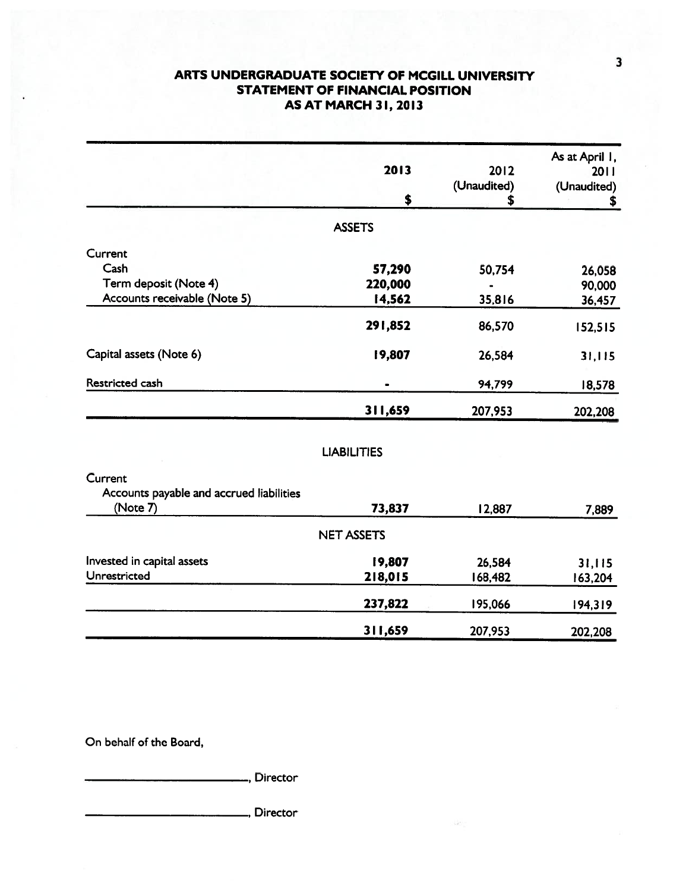# ARTS UNDERGRADUATE SOCIETY OF MCGILL UNIVERSITY
## STATEMENT OF FINANCIAL POSITION
### AS AT MARCH 31, 2013

| | **2013** <br> **$** | 2012 <br> (Unaudited) <br> $ | As at April 1, 2011 <br> (Unaudited) <br> $ |
|---|---|---|---|
| | **ASSETS** | | |
| Current | | | |
| Cash | **57,290** | 50,754 | 26,058 |
| Term deposit (Note 4) | **220,000** | - | 90,000 |
| Accounts receivable (Note 5) | **14,562** | 35,816 | 36,457 |
| | **291,852** | 86,570 | 152,515 |
| Capital assets (Note 6) | **19,807** | 26,584 | 31,115 |
| Restricted cash | **-** | 94,799 | 18,578 |
| | **311,659** | 207,953 | 202,208 |
| | **LIABILITIES** | | |
| Current | | | |
| Accounts payable and accrued liabilities (Note 7) | **73,837** | 12,887 | 7,889 |
| | **NET ASSETS** | | |
| Invested in capital assets | **19,807** | 26,584 | 31,115 |
| Unrestricted | **218,015** | 168,482 | 163,204 |
| | **237,822** | 195,066 | 194,319 |
| | **311,659** | 207,953 | 202,208 |

On behalf of the Board,

\_\_\_\_\_\_\_\_\_\_\_\_\_\_\_\_\_\_\_\_\_\_\_\_, Director

\_\_\_\_\_\_\_\_\_\_\_\_\_\_\_\_\_\_\_\_\_\_\_\_, Director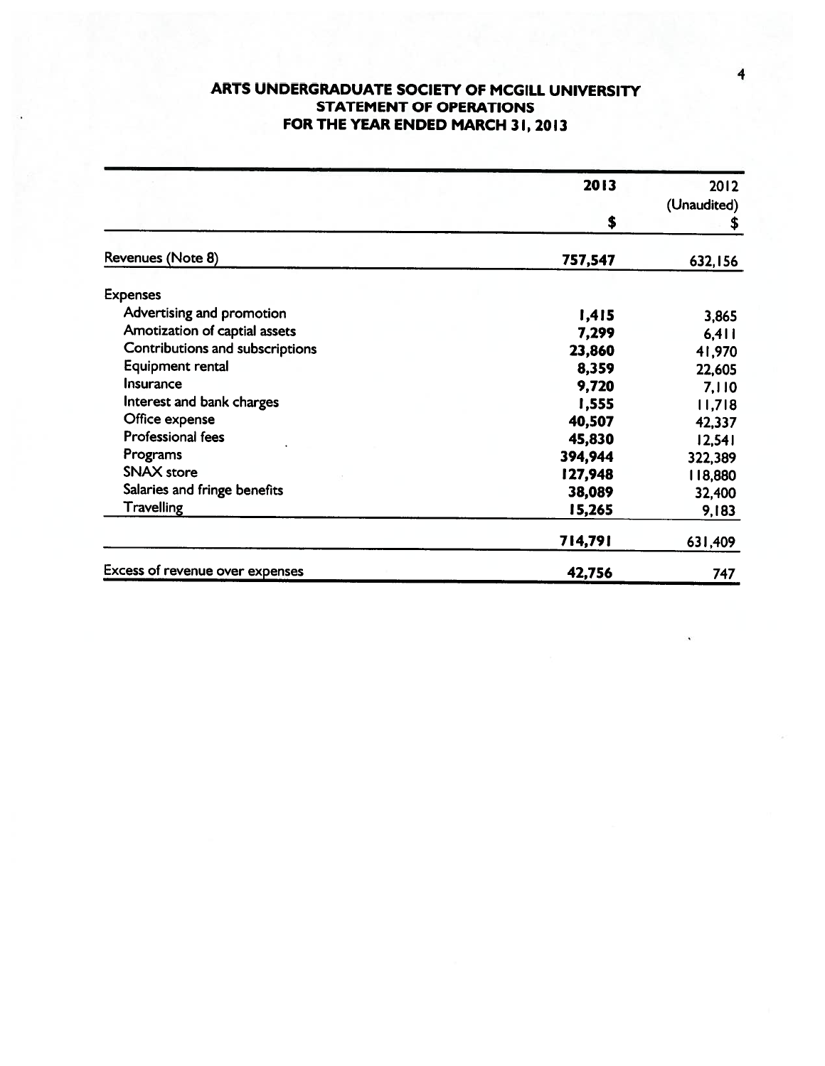# ARTS UNDERGRADUATE SOCIETY OF MCGILL UNIVERSITY
## STATEMENT OF OPERATIONS
## FOR THE YEAR ENDED MARCH 31, 2013

| | 2013 | 2012 (Unaudited) |
|---|---|---|
| | **$** | $ |
| Revenues (Note 8) | **757,547** | 632,156 |
| Expenses | | |
| Advertising and promotion | **1,415** | 3,865 |
| Amotization of captial assets | **7,299** | 6,411 |
| Contributions and subscriptions | **23,860** | 41,970 |
| Equipment rental | **8,359** | 22,605 |
| Insurance | **9,720** | 7,110 |
| Interest and bank charges | **1,555** | 11,718 |
| Office expense | **40,507** | 42,337 |
| Professional fees | **45,830** | 12,541 |
| Programs | **394,944** | 322,389 |
| SNAX store | **127,948** | 118,880 |
| Salaries and fringe benefits | **38,089** | 32,400 |
| Travelling | **15,265** | 9,183 |
| | **714,791** | 631,409 |
| Excess of revenue over expenses | **42,756** | 747 |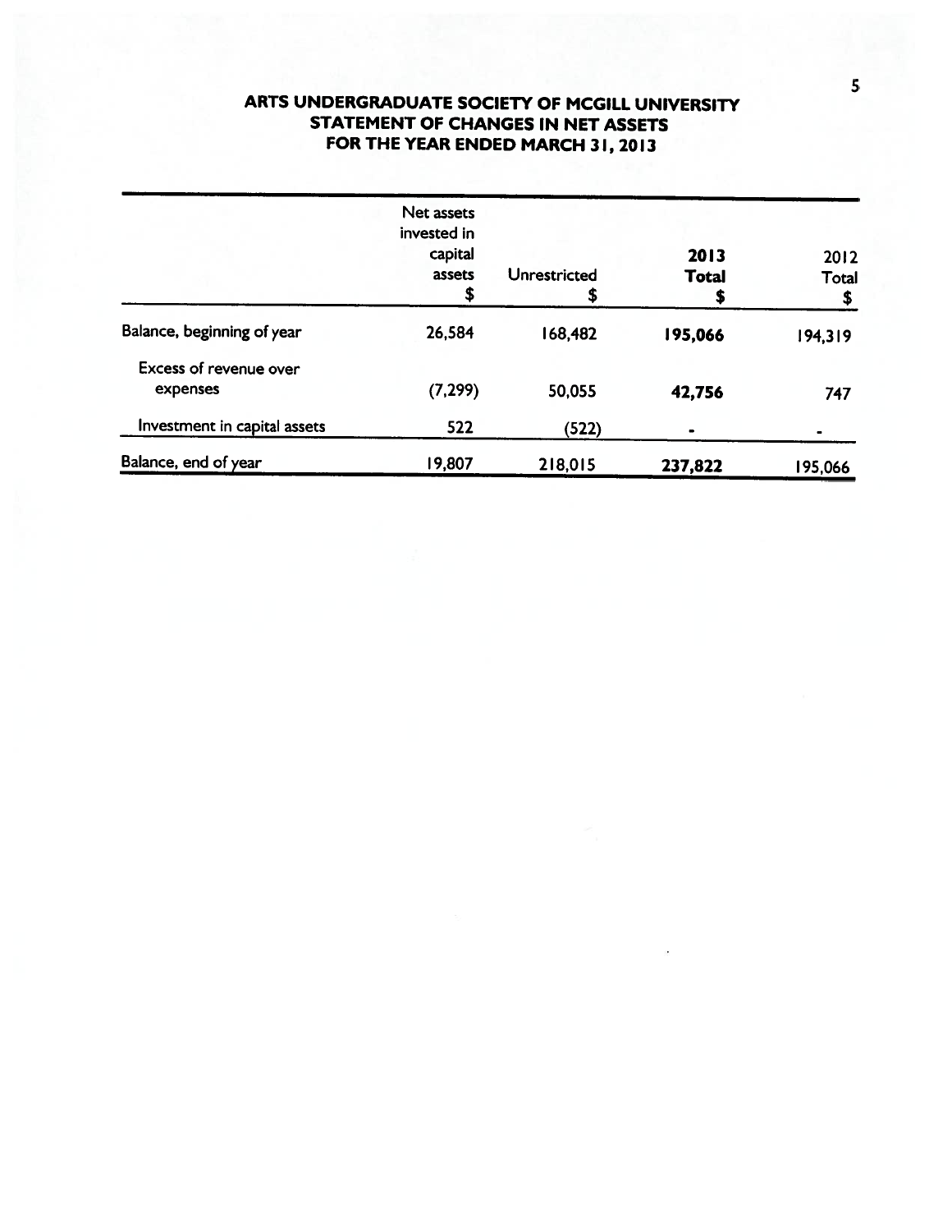# ARTS UNDERGRADUATE SOCIETY OF MCGILL UNIVERSITY
## STATEMENT OF CHANGES IN NET ASSETS
## FOR THE YEAR ENDED MARCH 31, 2013

| | Net assets invested in capital assets $ | Unrestricted $ | **2013 Total $** | 2012 Total $ |
|---|---|---|---|---|
| Balance, beginning of year | 26,584 | 168,482 | **195,066** | 194,319 |
| Excess of revenue over expenses | (7,299) | 50,055 | **42,756** | 747 |
| Investment in capital assets | 522 | (522) | **-** | - |
| Balance, end of year | 19,807 | 218,015 | **237,822** | 195,066 |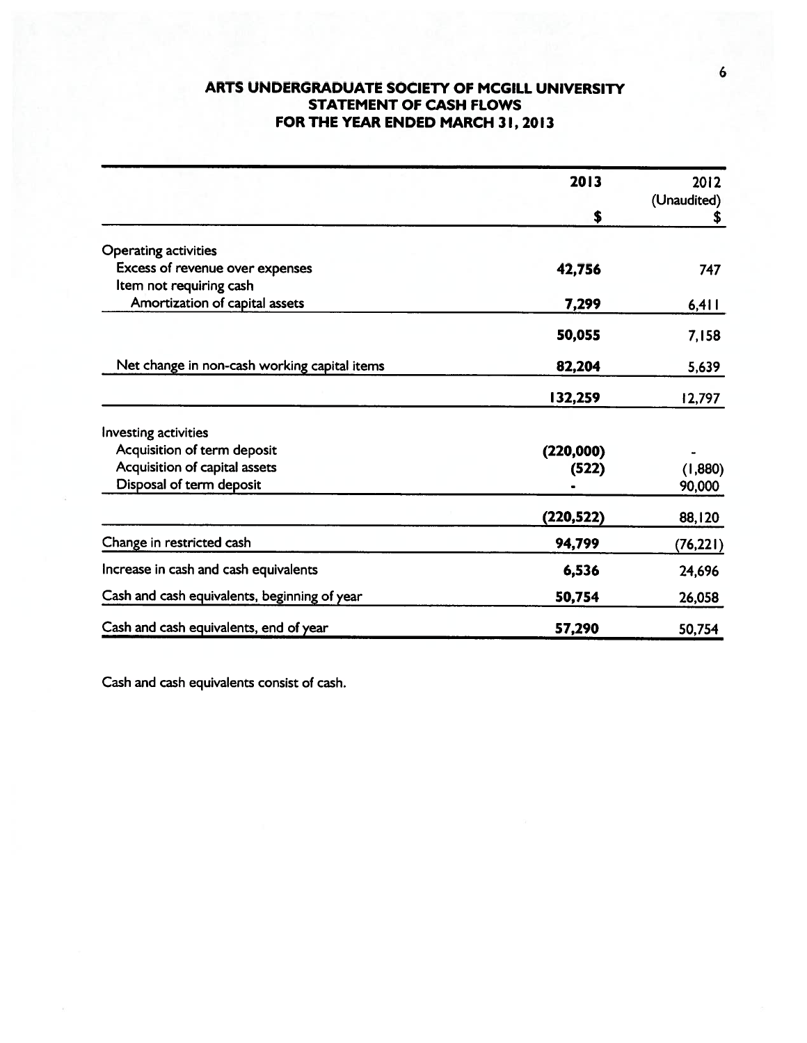# ARTS UNDERGRADUATE SOCIETY OF MCGILL UNIVERSITY
## STATEMENT OF CASH FLOWS
### FOR THE YEAR ENDED MARCH 31, 2013

| | 2013<br>$ | 2012<br>(Unaudited)<br>$ |
|---|---|---|
| Operating activities | | |
| Excess of revenue over expenses | **42,756** | 747 |
| Item not requiring cash | | |
| Amortization of capital assets | **7,299** | 6,411 |
| | **50,055** | 7,158 |
| Net change in non-cash working capital items | **82,204** | 5,639 |
| | **132,259** | 12,797 |
| Investing activities | | |
| Acquisition of term deposit | **(220,000)** | - |
| Acquisition of capital assets | **(522)** | (1,880) |
| Disposal of term deposit | **-** | 90,000 |
| | **(220,522)** | 88,120 |
| Change in restricted cash | **94,799** | (76,221) |
| Increase in cash and cash equivalents | **6,536** | 24,696 |
| Cash and cash equivalents, beginning of year | **50,754** | 26,058 |
| Cash and cash equivalents, end of year | **57,290** | 50,754 |

Cash and cash equivalents consist of cash.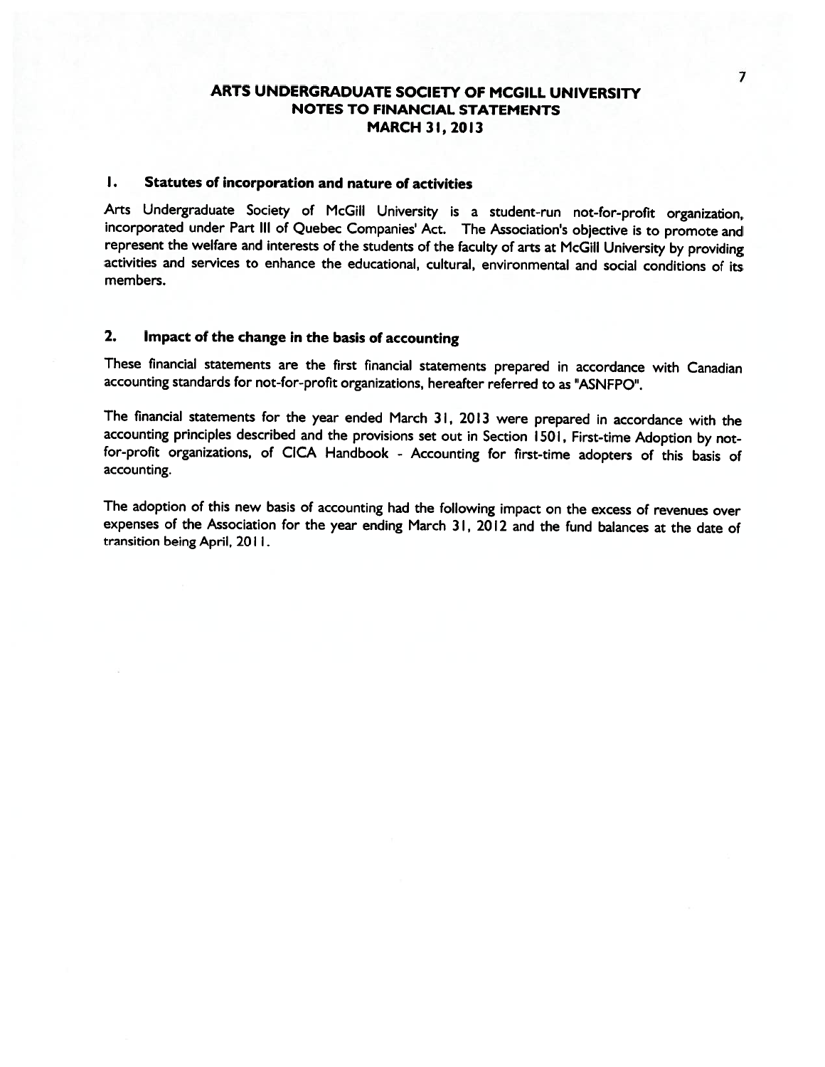# ARTS UNDERGRADUATE SOCIETY OF MCGILL UNIVERSITY
## NOTES TO FINANCIAL STATEMENTS
## MARCH 31, 2013

### 1. Statutes of incorporation and nature of activities

Arts Undergraduate Society of McGill University is a student-run not-for-profit organization, incorporated under Part III of Quebec Companies' Act. The Association's objective is to promote and represent the welfare and interests of the students of the faculty of arts at McGill University by providing activities and services to enhance the educational, cultural, environmental and social conditions of its members.

### 2. Impact of the change in the basis of accounting

These financial statements are the first financial statements prepared in accordance with Canadian accounting standards for not-for-profit organizations, hereafter referred to as "ASNFPO".

The financial statements for the year ended March 31, 2013 were prepared in accordance with the accounting principles described and the provisions set out in Section 1501, First-time Adoption by not-for-profit organizations, of CICA Handbook - Accounting for first-time adopters of this basis of accounting.

The adoption of this new basis of accounting had the following impact on the excess of revenues over expenses of the Association for the year ending March 31, 2012 and the fund balances at the date of transition being April, 2011.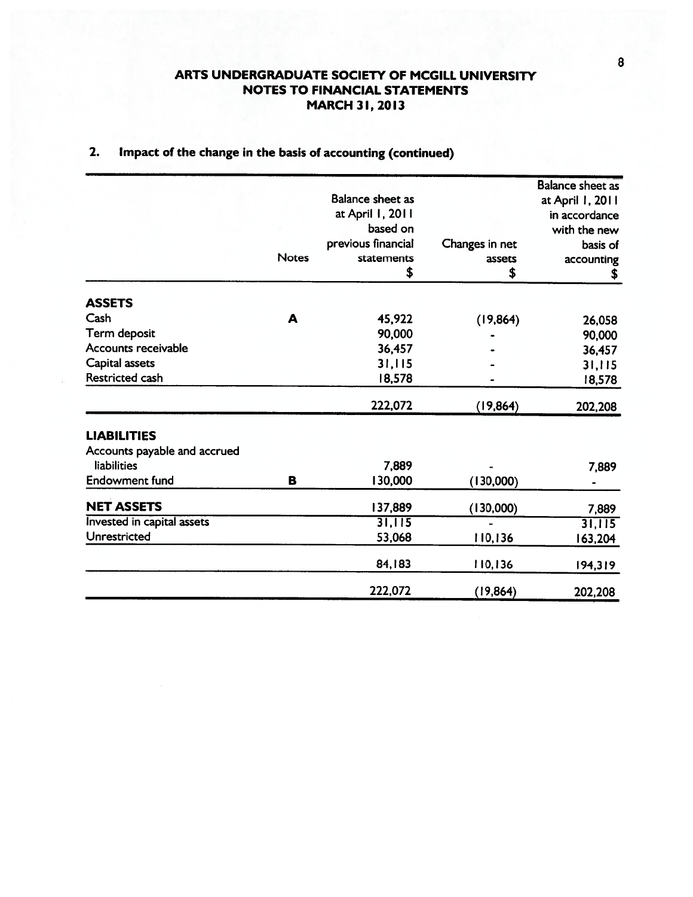# ARTS UNDERGRADUATE SOCIETY OF MCGILL UNIVERSITY
## NOTES TO FINANCIAL STATEMENTS
## MARCH 31, 2013

### 2. Impact of the change in the basis of accounting (continued)

| | Notes | Balance sheet as at April 1, 2011 based on previous financial statements $ | Changes in net assets $ | Balance sheet as at April 1, 2011 in accordance with the new basis of accounting $ |
|---|---|---|---|---|
| **ASSETS** | | | | |
| Cash | A | 45,922 | (19,864) | 26,058 |
| Term deposit | | 90,000 | - | 90,000 |
| Accounts receivable | | 36,457 | - | 36,457 |
| Capital assets | | 31,115 | - | 31,115 |
| Restricted cash | | 18,578 | - | 18,578 |
| | | 222,072 | (19,864) | 202,208 |
| **LIABILITIES** | | | | |
| Accounts payable and accrued liabilities | | 7,889 | - | 7,889 |
| Endowment fund | B | 130,000 | (130,000) | - |
| **NET ASSETS** | | 137,889 | (130,000) | 7,889 |
| Invested in capital assets | | 31,115 | - | 31,115 |
| Unrestricted | | 53,068 | 110,136 | 163,204 |
| | | 84,183 | 110,136 | 194,319 |
| | | 222,072 | (19,864) | 202,208 |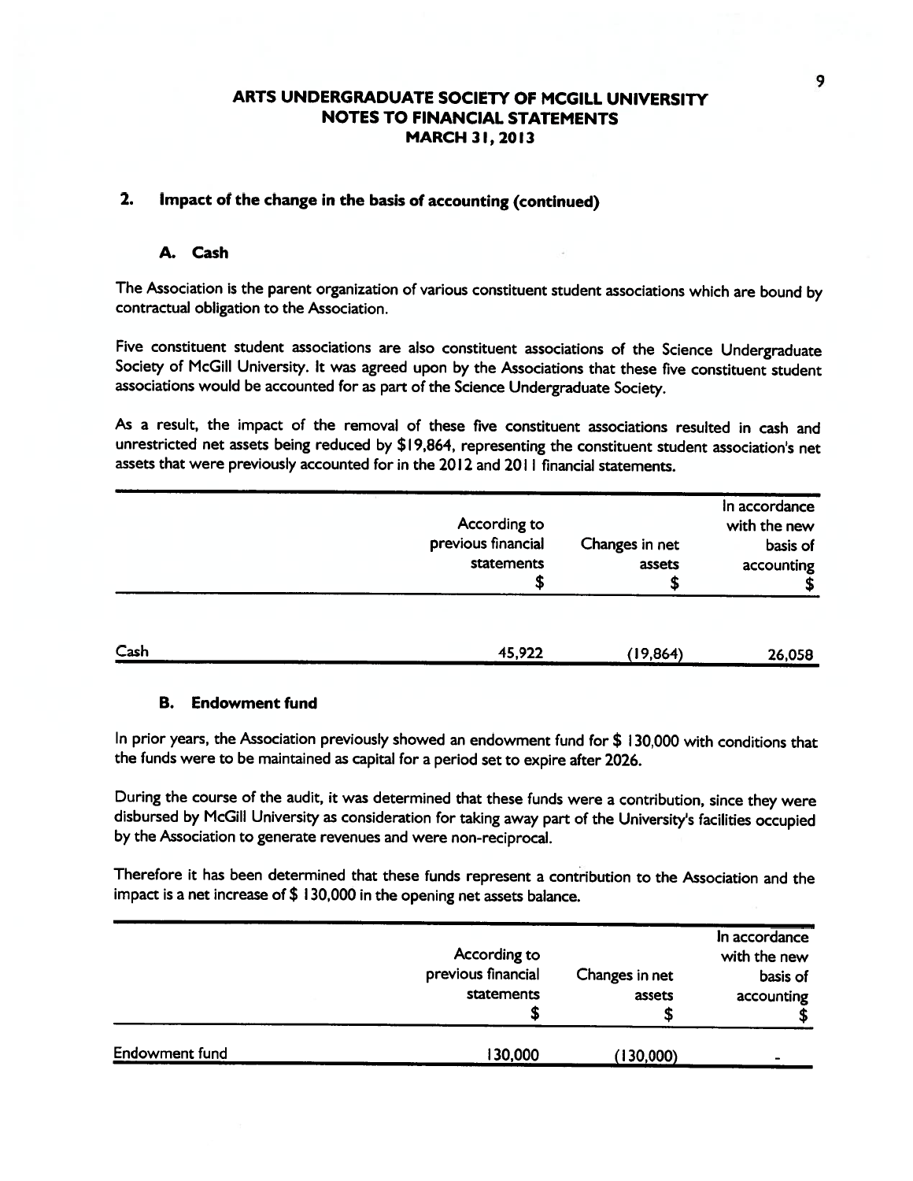**ARTS UNDERGRADUATE SOCIETY OF MCGILL UNIVERSITY**
**NOTES TO FINANCIAL STATEMENTS**
**MARCH 31, 2013**

## 2. Impact of the change in the basis of accounting (continued)

### A. Cash

The Association is the parent organization of various constituent student associations which are bound by contractual obligation to the Association.

Five constituent student associations are also constituent associations of the Science Undergraduate Society of McGill University. It was agreed upon by the Associations that these five constituent student associations would be accounted for as part of the Science Undergraduate Society.

As a result, the impact of the removal of these five constituent associations resulted in cash and unrestricted net assets being reduced by $19,864, representing the constituent student association's net assets that were previously accounted for in the 2012 and 2011 financial statements.

| | According to previous financial statements $ | Changes in net assets $ | In accordance with the new basis of accounting $ |
|---|---|---|---|
| Cash | 45,922 | (19,864) | 26,058 |

### B. Endowment fund

In prior years, the Association previously showed an endowment fund for $ 130,000 with conditions that the funds were to be maintained as capital for a period set to expire after 2026.

During the course of the audit, it was determined that these funds were a contribution, since they were disbursed by McGill University as consideration for taking away part of the University's facilities occupied by the Association to generate revenues and were non-reciprocal.

Therefore it has been determined that these funds represent a contribution to the Association and the impact is a net increase of $ 130,000 in the opening net assets balance.

| | According to previous financial statements $ | Changes in net assets $ | In accordance with the new basis of accounting $ |
|---|---|---|---|
| Endowment fund | 130,000 | (130,000) | - |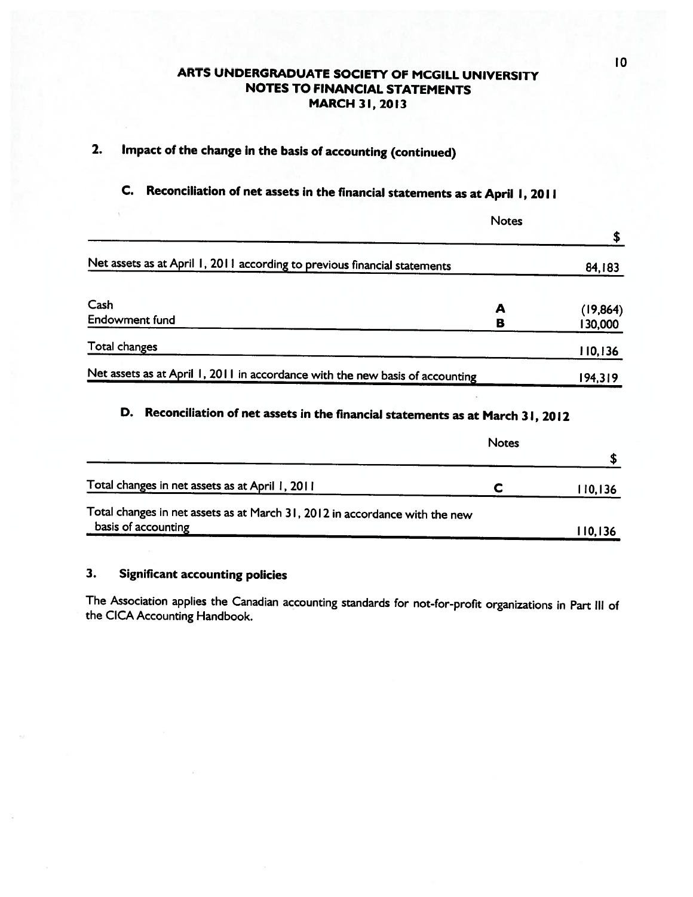**ARTS UNDERGRADUATE SOCIETY OF MCGILL UNIVERSITY**
**NOTES TO FINANCIAL STATEMENTS**
**MARCH 31, 2013**

## 2. Impact of the change in the basis of accounting (continued)

### C. Reconciliation of net assets in the financial statements as at April 1, 2011

| | Notes | $ |
|---|---|---|
| Net assets as at April 1, 2011 according to previous financial statements | | 84,183 |
| Cash | A | (19,864) |
| Endowment fund | B | 130,000 |
| Total changes | | 110,136 |
| Net assets as at April 1, 2011 in accordance with the new basis of accounting | | 194,319 |

### D. Reconciliation of net assets in the financial statements as at March 31, 2012

| | Notes | $ |
|---|---|---|
| Total changes in net assets as at April 1, 2011 | C | 110,136 |
| Total changes in net assets as at March 31, 2012 in accordance with the new basis of accounting | | 110,136 |

## 3. Significant accounting policies

The Association applies the Canadian accounting standards for not-for-profit organizations in Part III of the CICA Accounting Handbook.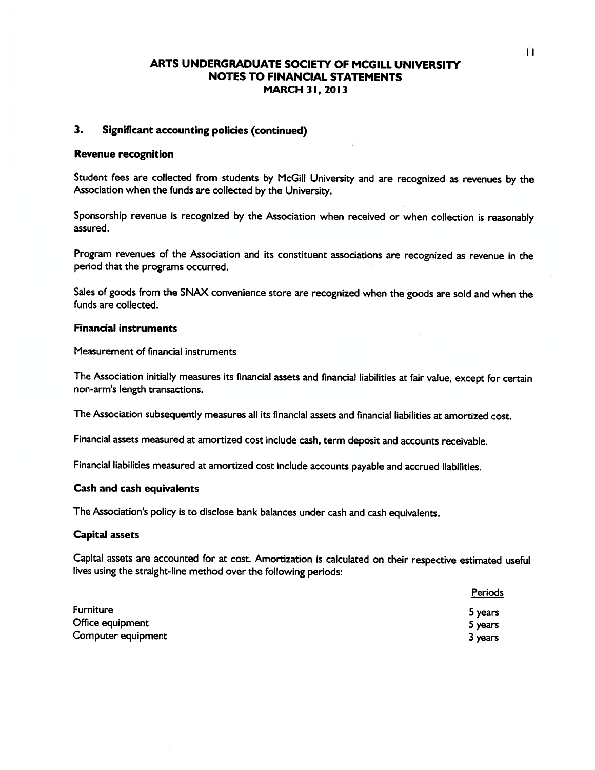# ARTS UNDERGRADUATE SOCIETY OF MCGILL UNIVERSITY
## NOTES TO FINANCIAL STATEMENTS
## MARCH 31, 2013

### 3. Significant accounting policies (continued)

**Revenue recognition**

Student fees are collected from students by McGill University and are recognized as revenues by the Association when the funds are collected by the University.

Sponsorship revenue is recognized by the Association when received or when collection is reasonably assured.

Program revenues of the Association and its constituent associations are recognized as revenue in the period that the programs occurred.

Sales of goods from the SNAX convenience store are recognized when the goods are sold and when the funds are collected.

**Financial instruments**

Measurement of financial instruments

The Association initially measures its financial assets and financial liabilities at fair value, except for certain non-arm's length transactions.

The Association subsequently measures all its financial assets and financial liabilities at amortized cost.

Financial assets measured at amortized cost include cash, term deposit and accounts receivable.

Financial liabilities measured at amortized cost include accounts payable and accrued liabilities.

**Cash and cash equivalents**

The Association's policy is to disclose bank balances under cash and cash equivalents.

**Capital assets**

Capital assets are accounted for at cost. Amortization is calculated on their respective estimated useful lives using the straight-line method over the following periods:

| | Periods |
|---|---|
| Furniture | 5 years |
| Office equipment | 5 years |
| Computer equipment | 3 years |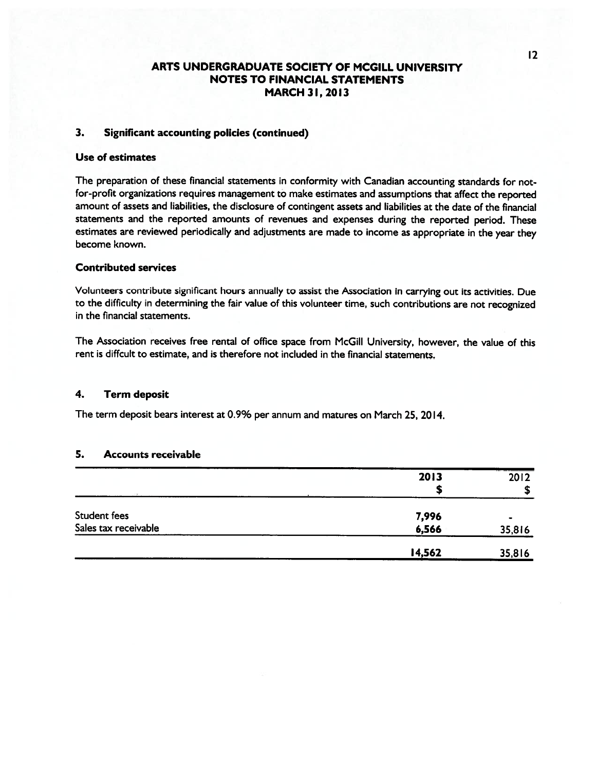# ARTS UNDERGRADUATE SOCIETY OF MCGILL UNIVERSITY
## NOTES TO FINANCIAL STATEMENTS
## MARCH 31, 2013

### 3. Significant accounting policies (continued)

**Use of estimates**

The preparation of these financial statements in conformity with Canadian accounting standards for not-for-profit organizations requires management to make estimates and assumptions that affect the reported amount of assets and liabilities, the disclosure of contingent assets and liabilities at the date of the financial statements and the reported amounts of revenues and expenses during the reported period. These estimates are reviewed periodically and adjustments are made to income as appropriate in the year they become known.

**Contributed services**

Volunteers contribute significant hours annually to assist the Association in carrying out its activities. Due to the difficulty in determining the fair value of this volunteer time, such contributions are not recognized in the financial statements.

The Association receives free rental of office space from McGill University, however, the value of this rent is diffcult to estimate, and is therefore not included in the financial statements.

### 4. Term deposit

The term deposit bears interest at 0.9% per annum and matures on March 25, 2014.

### 5. Accounts receivable

| | **2013** **$** | 2012 $ |
|---|---|---|
| Student fees | **7,996** | - |
| Sales tax receivable | **6,566** | 35,816 |
| | **14,562** | 35,816 |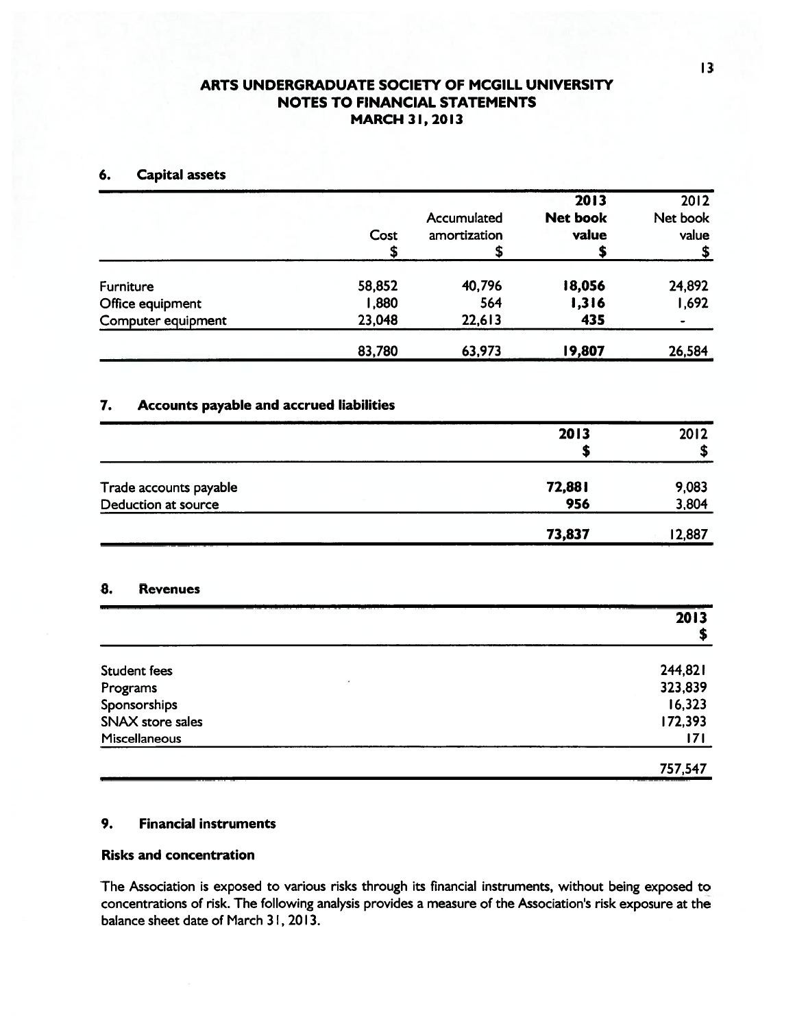# ARTS UNDERGRADUATE SOCIETY OF MCGILL UNIVERSITY
## NOTES TO FINANCIAL STATEMENTS
## MARCH 31, 2013

### 6. Capital assets

| | Cost $ | Accumulated amortization $ | **2013 Net book value $** | 2012 Net book value $ |
|---|---|---|---|---|
| Furniture | 58,852 | 40,796 | **18,056** | 24,892 |
| Office equipment | 1,880 | 564 | **1,316** | 1,692 |
| Computer equipment | 23,048 | 22,613 | **435** | - |
| | 83,780 | 63,973 | **19,807** | 26,584 |

### 7. Accounts payable and accrued liabilities

| | **2013 $** | 2012 $ |
|---|---|---|
| Trade accounts payable | **72,881** | 9,083 |
| Deduction at source | **956** | 3,804 |
| | **73,837** | 12,887 |

### 8. Revenues

| | **2013 $** |
|---|---|
| Student fees | 244,821 |
| Programs | 323,839 |
| Sponsorships | 16,323 |
| SNAX store sales | 172,393 |
| Miscellaneous | 171 |
| | 757,547 |

### 9. Financial instruments

**Risks and concentration**

The Association is exposed to various risks through its financial instruments, without being exposed to concentrations of risk. The following analysis provides a measure of the Association's risk exposure at the balance sheet date of March 31, 2013.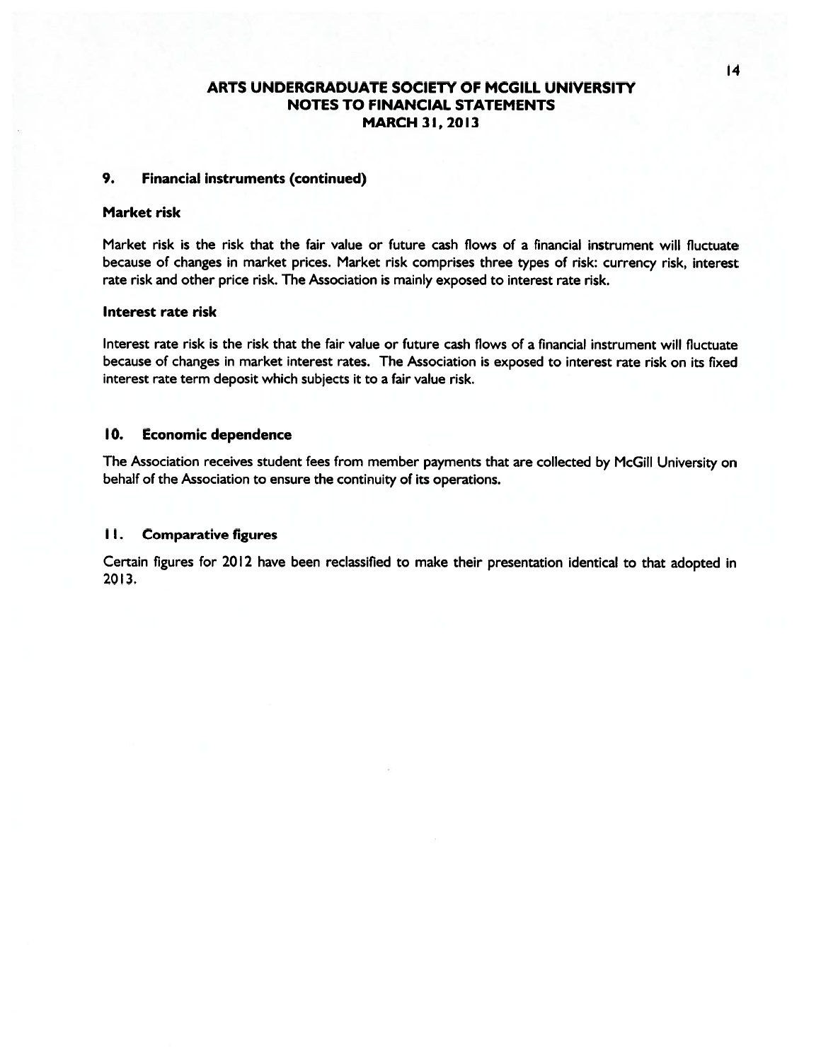## ARTS UNDERGRADUATE SOCIETY OF MCGILL UNIVERSITY
## NOTES TO FINANCIAL STATEMENTS
## MARCH 31, 2013

### 9. Financial instruments (continued)

#### Market risk

Market risk is the risk that the fair value or future cash flows of a financial instrument will fluctuate because of changes in market prices. Market risk comprises three types of risk: currency risk, interest rate risk and other price risk. The Association is mainly exposed to interest rate risk.

#### Interest rate risk

Interest rate risk is the risk that the fair value or future cash flows of a financial instrument will fluctuate because of changes in market interest rates. The Association is exposed to interest rate risk on its fixed interest rate term deposit which subjects it to a fair value risk.

### 10. Economic dependence

The Association receives student fees from member payments that are collected by McGill University on behalf of the Association to ensure the continuity of its operations.

### 11. Comparative figures

Certain figures for 2012 have been reclassified to make their presentation identical to that adopted in 2013.